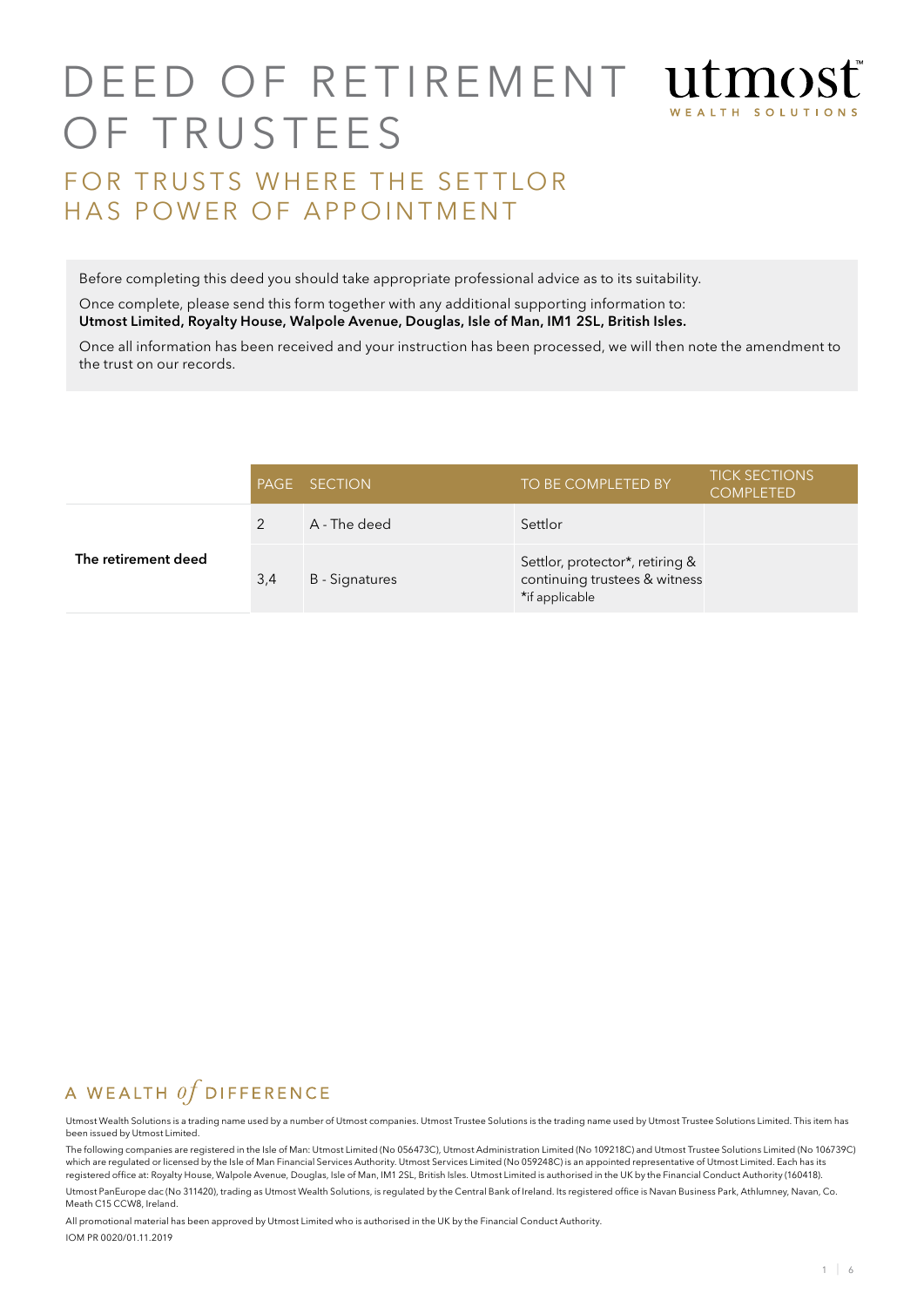# DEED OF RETIREMENT OF TRUSTEES

utmost WEALTH SOLUTIONS

## FOR TRUSTS WHERE THE SETTLOR HAS POWER OF APPOINTMENT

Before completing this deed you should take appropriate professional advice as to its suitability.

Once complete, please send this form together with any additional supporting information to:
**Utmost Limited, Royalty House, Walpole Avenue, Douglas, Isle of Man, IM1 2SL, British Isles.**

Once all information has been received and your instruction has been processed, we will then note the amendment to the trust on our records.

| | PAGE | SECTION | TO BE COMPLETED BY | TICK SECTIONS COMPLETED |
|---|---|---|---|---|
| **The retirement deed** | 2 | A - The deed | Settlor | |
| | 3,4 | B - Signatures | Settlor, protector*, retiring & continuing trustees & witness *if applicable | |

A WEALTH *of* DIFFERENCE

Utmost Wealth Solutions is a trading name used by a number of Utmost companies. Utmost Trustee Solutions is the trading name used by Utmost Trustee Solutions Limited. This item has been issued by Utmost Limited.

The following companies are registered in the Isle of Man: Utmost Limited (No 056473C), Utmost Administration Limited (No 109218C) and Utmost Trustee Solutions Limited (No 106739C) which are regulated or licensed by the Isle of Man Financial Services Authority. Utmost Services Limited (No 059248C) is an appointed representative of Utmost Limited. Each has its registered office at: Royalty House, Walpole Avenue, Douglas, Isle of Man, IM1 2SL, British Isles. Utmost Limited is authorised in the UK by the Financial Conduct Authority (160418).

Utmost PanEurope dac (No 311420), trading as Utmost Wealth Solutions, is regulated by the Central Bank of Ireland. Its registered office is Navan Business Park, Athlumney, Navan, Co. Meath C15 CCW8, Ireland.

All promotional material has been approved by Utmost Limited who is authorised in the UK by the Financial Conduct Authority.

IOM PR 0020/01.11.2019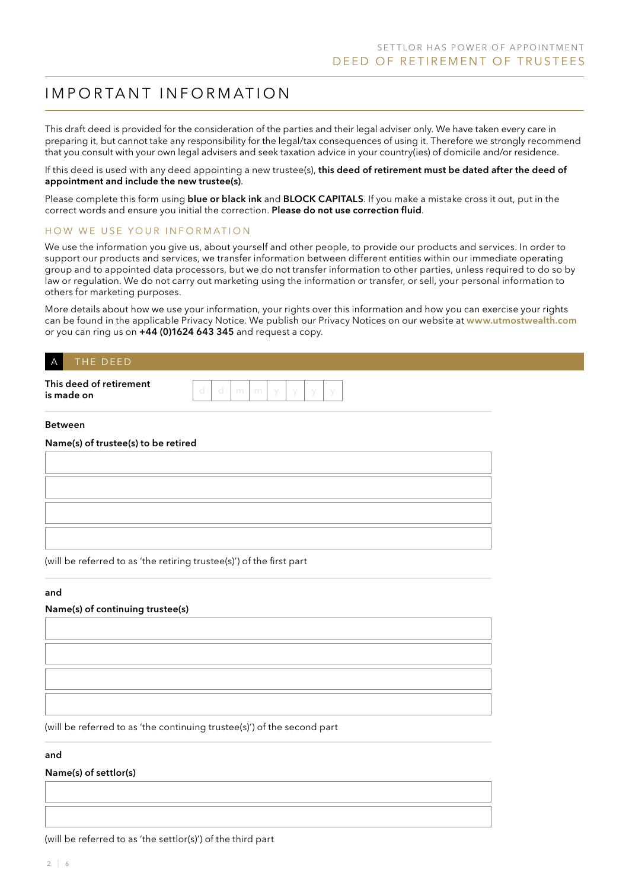# IMPORTANT INFORMATION

This draft deed is provided for the consideration of the parties and their legal adviser only. We have taken every care in preparing it, but cannot take any responsibility for the legal/tax consequences of using it. Therefore we strongly recommend that you consult with your own legal advisers and seek taxation advice in your country(ies) of domicile and/or residence.

If this deed is used with any deed appointing a new trustee(s), **this deed of retirement must be dated after the deed of appointment and include the new trustee(s)**.

Please complete this form using **blue or black ink** and **BLOCK CAPITALS**. If you make a mistake cross it out, put in the correct words and ensure you initial the correction. **Please do not use correction fluid**.

## HOW WE USE YOUR INFORMATION

We use the information you give us, about yourself and other people, to provide our products and services. In order to support our products and services, we transfer information between different entities within our immediate operating group and to appointed data processors, but we do not transfer information to other parties, unless required to do so by law or regulation. We do not carry out marketing using the information or transfer, or sell, your personal information to others for marketing purposes.

More details about how we use your information, your rights over this information and how you can exercise your rights can be found in the applicable Privacy Notice. We publish our Privacy Notices on our website at **www.utmostwealth.com** or you can ring us on **+44 (0)1624 643 345** and request a copy.

## A THE DEED

**This deed of retirement is made on** d d m m y y y y

**Between**

**Name(s) of trustee(s) to be retired**

(will be referred to as 'the retiring trustee(s)') of the first part

**and**

**Name(s) of continuing trustee(s)**

(will be referred to as 'the continuing trustee(s)') of the second part

**and**

**Name(s) of settlor(s)**

(will be referred to as 'the settlor(s)') of the third part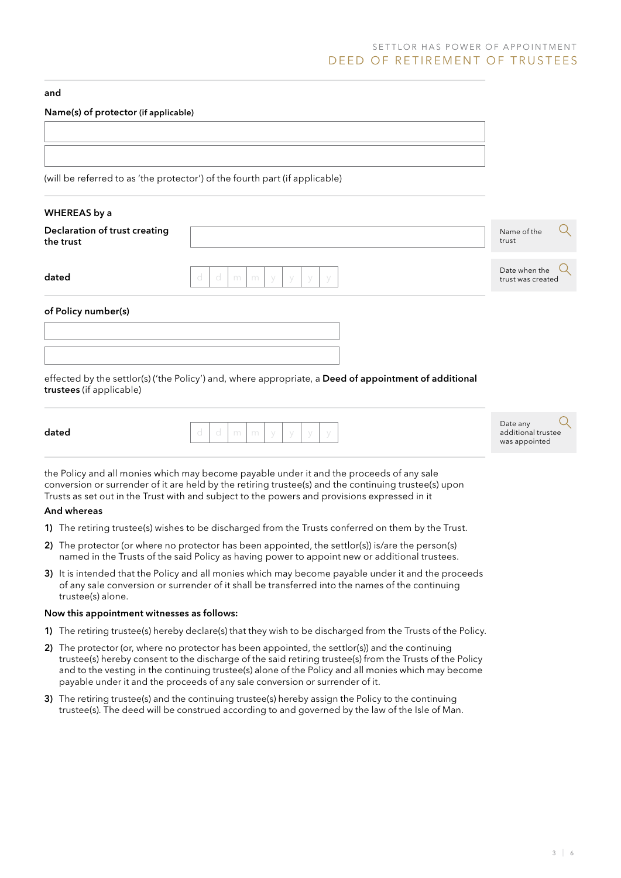and

**Name(s) of protector** **(if applicable)**

(will be referred to as 'the protector') of the fourth part (if applicable)

**WHEREAS by a**

**Declaration of trust creating the trust**

Name of the trust

**dated** d d m m y y y y

Date when the trust was created

**of Policy number(s)**

effected by the settlor(s) ('the Policy') and, where appropriate, a **Deed of appointment of additional trustees** (if applicable)

**dated** d d m m y y y y

Date any additional trustee was appointed

the Policy and all monies which may become payable under it and the proceeds of any sale conversion or surrender of it are held by the retiring trustee(s) and the continuing trustee(s) upon Trusts as set out in the Trust with and subject to the powers and provisions expressed in it

**And whereas**

1) The retiring trustee(s) wishes to be discharged from the Trusts conferred on them by the Trust.
2) The protector (or where no protector has been appointed, the settlor(s)) is/are the person(s) named in the Trusts of the said Policy as having power to appoint new or additional trustees.
3) It is intended that the Policy and all monies which may become payable under it and the proceeds of any sale conversion or surrender of it shall be transferred into the names of the continuing trustee(s) alone.

**Now this appointment witnesses as follows:**

1) The retiring trustee(s) hereby declare(s) that they wish to be discharged from the Trusts of the Policy.
2) The protector (or, where no protector has been appointed, the settlor(s)) and the continuing trustee(s) hereby consent to the discharge of the said retiring trustee(s) from the Trusts of the Policy and to the vesting in the continuing trustee(s) alone of the Policy and all monies which may become payable under it and the proceeds of any sale conversion or surrender of it.
3) The retiring trustee(s) and the continuing trustee(s) hereby assign the Policy to the continuing trustee(s). The deed will be construed according to and governed by the law of the Isle of Man.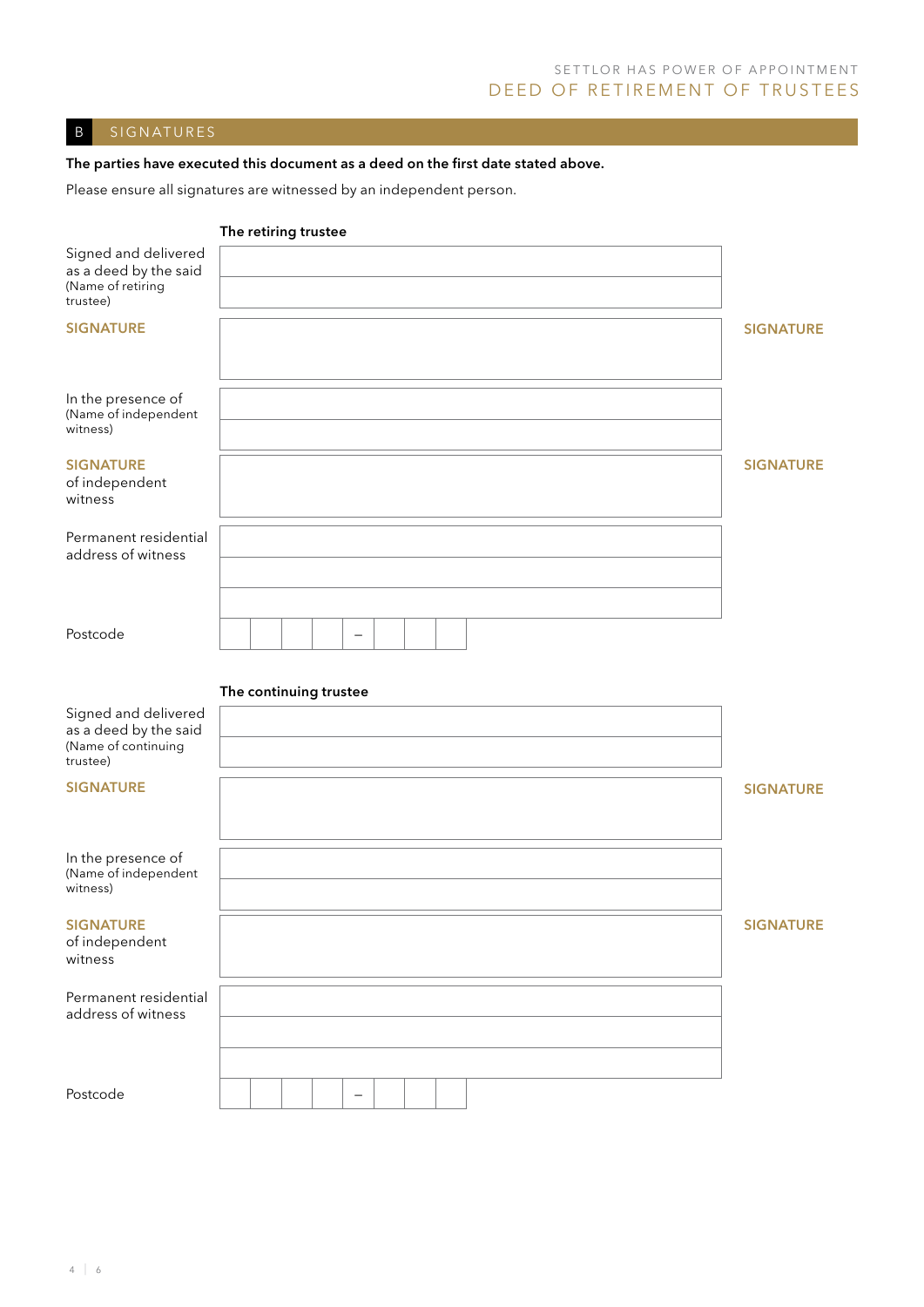## B SIGNATURES

**The parties have executed this document as a deed on the first date stated above.**

Please ensure all signatures are witnessed by an independent person.

**The retiring trustee**

| | | |
|---|---|---|
| Signed and delivered as a deed by the said (Name of retiring trustee) | | |
| **SIGNATURE** | | **SIGNATURE** |
| In the presence of (Name of independent witness) | | |
| **SIGNATURE** of independent witness | | **SIGNATURE** |
| Permanent residential address of witness | | |
| Postcode | – | |

**The continuing trustee**

| | | |
|---|---|---|
| Signed and delivered as a deed by the said (Name of continuing trustee) | | |
| **SIGNATURE** | | **SIGNATURE** |
| In the presence of (Name of independent witness) | | |
| **SIGNATURE** of independent witness | | **SIGNATURE** |
| Permanent residential address of witness | | |
| Postcode | – | |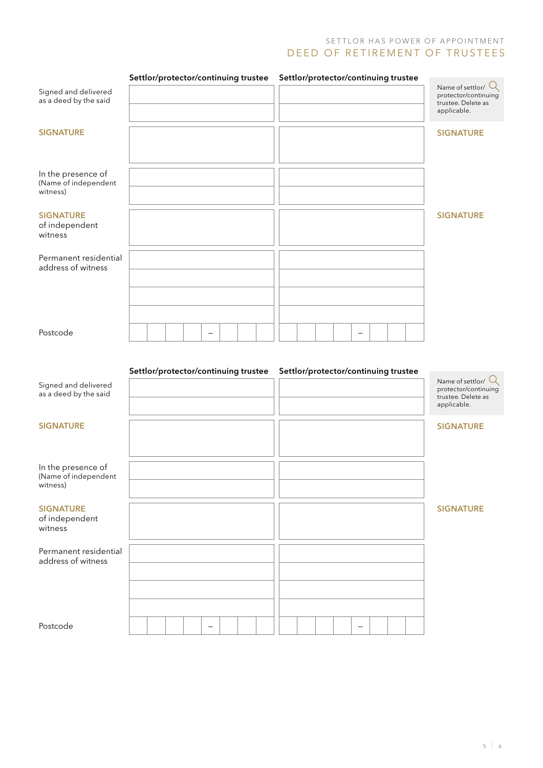SETTLOR HAS POWER OF APPOINTMENT

# DEED OF RETIREMENT OF TRUSTEES

| | Settlor/protector/continuing trustee | Settlor/protector/continuing trustee | |
|---|---|---|---|
| Signed and delivered as a deed by the said | | | Name of settlor/ protector/continuing trustee. Delete as applicable. |
| **SIGNATURE** | | | **SIGNATURE** |
| In the presence of (Name of independent witness) | | | |
| **SIGNATURE** of independent witness | | | **SIGNATURE** |
| Permanent residential address of witness | | | |
| Postcode | – | – | |

| | Settlor/protector/continuing trustee | Settlor/protector/continuing trustee | |
|---|---|---|---|
| Signed and delivered as a deed by the said | | | Name of settlor/ protector/continuing trustee. Delete as applicable. |
| **SIGNATURE** | | | **SIGNATURE** |
| In the presence of (Name of independent witness) | | | |
| **SIGNATURE** of independent witness | | | **SIGNATURE** |
| Permanent residential address of witness | | | |
| Postcode | – | – | |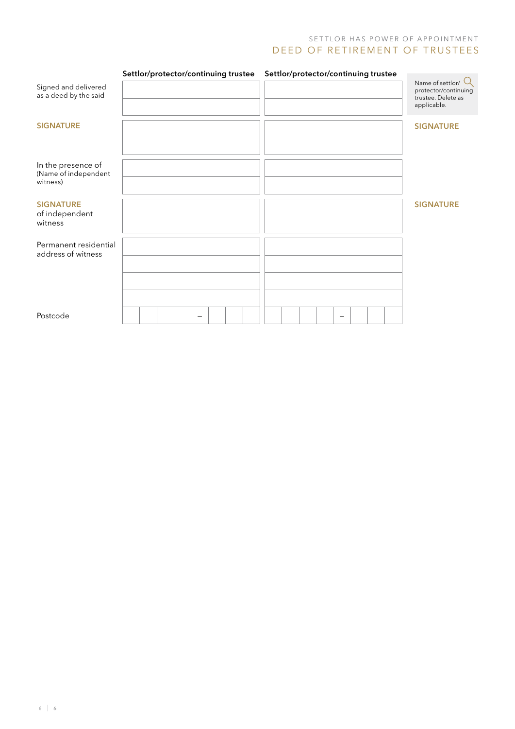| | Settlor/protector/continuing trustee | Settlor/protector/continuing trustee | |
|---|---|---|---|
| Signed and delivered as a deed by the said | | | Name of settlor/ protector/continuing trustee. Delete as applicable. |
| **SIGNATURE** | | | **SIGNATURE** |
| In the presence of (Name of independent witness) | | | |
| **SIGNATURE** of independent witness | | | **SIGNATURE** |
| Permanent residential address of witness | | | |
| Postcode | – | – | |